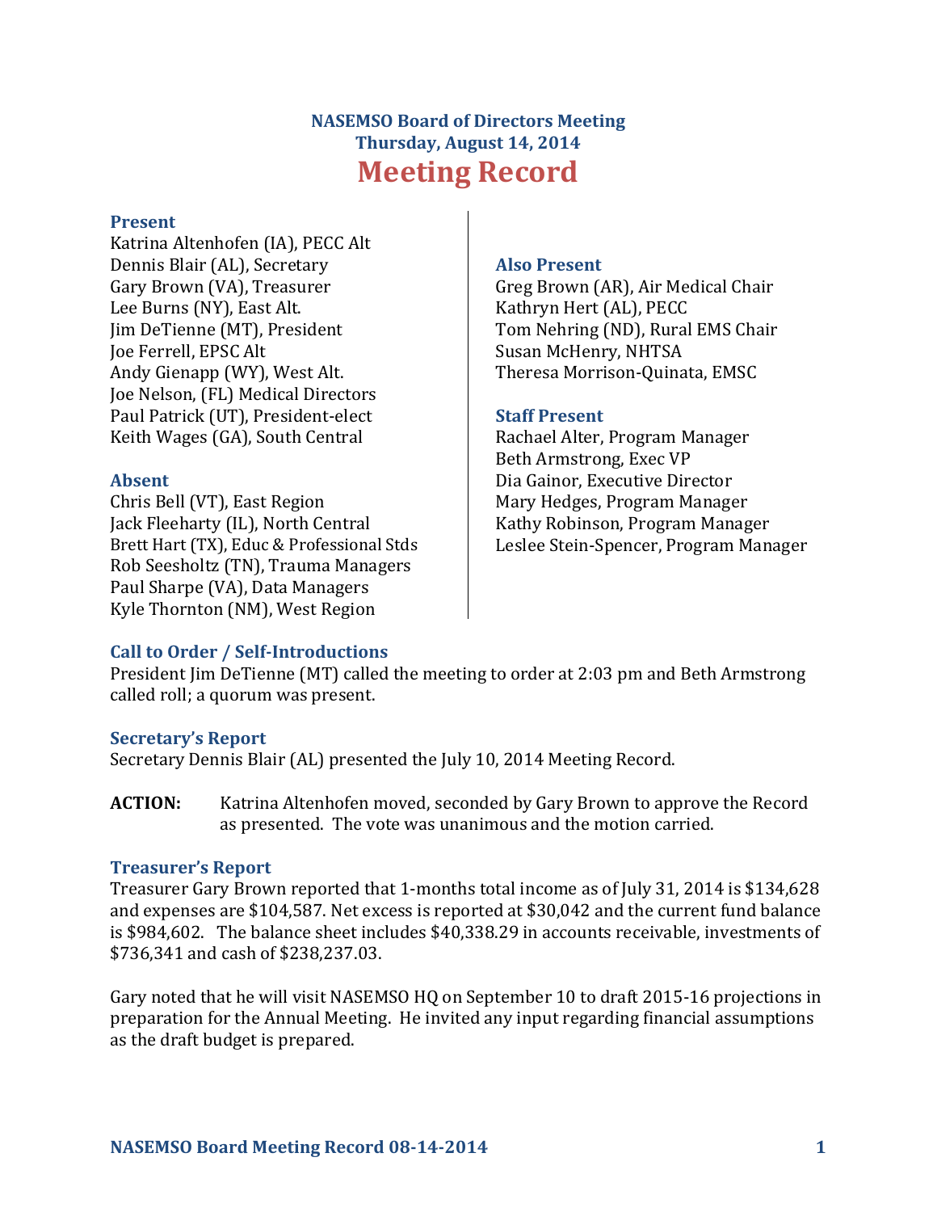# NASEMSO Board of Directors Meeting
## Thursday, August 14, 2014
# Meeting Record

### Present
Katrina Altenhofen (IA), PECC Alt
Dennis Blair (AL), Secretary
Gary Brown (VA), Treasurer
Lee Burns (NY), East Alt.
Jim DeTienne (MT), President
Joe Ferrell, EPSC Alt
Andy Gienapp (WY), West Alt.
Joe Nelson, (FL) Medical Directors
Paul Patrick (UT), President-elect
Keith Wages (GA), South Central

### Absent
Chris Bell (VT), East Region
Jack Fleeharty (IL), North Central
Brett Hart (TX), Educ & Professional Stds
Rob Seesholtz (TN), Trauma Managers
Paul Sharpe (VA), Data Managers
Kyle Thornton (NM), West Region

### Also Present
Greg Brown (AR), Air Medical Chair
Kathryn Hert (AL), PECC
Tom Nehring (ND), Rural EMS Chair
Susan McHenry, NHTSA
Theresa Morrison-Quinata, EMSC

### Staff Present
Rachael Alter, Program Manager
Beth Armstrong, Exec VP
Dia Gainor, Executive Director
Mary Hedges, Program Manager
Kathy Robinson, Program Manager
Leslee Stein-Spencer, Program Manager

### Call to Order / Self-Introductions
President Jim DeTienne (MT) called the meeting to order at 2:03 pm and Beth Armstrong called roll; a quorum was present.

### Secretary's Report
Secretary Dennis Blair (AL) presented the July 10, 2014 Meeting Record.

**ACTION:** Katrina Altenhofen moved, seconded by Gary Brown to approve the Record as presented. The vote was unanimous and the motion carried.

### Treasurer's Report
Treasurer Gary Brown reported that 1-months total income as of July 31, 2014 is $134,628 and expenses are $104,587. Net excess is reported at $30,042 and the current fund balance is $984,602. The balance sheet includes $40,338.29 in accounts receivable, investments of $736,341 and cash of $238,237.03.

Gary noted that he will visit NASEMSO HQ on September 10 to draft 2015-16 projections in preparation for the Annual Meeting. He invited any input regarding financial assumptions as the draft budget is prepared.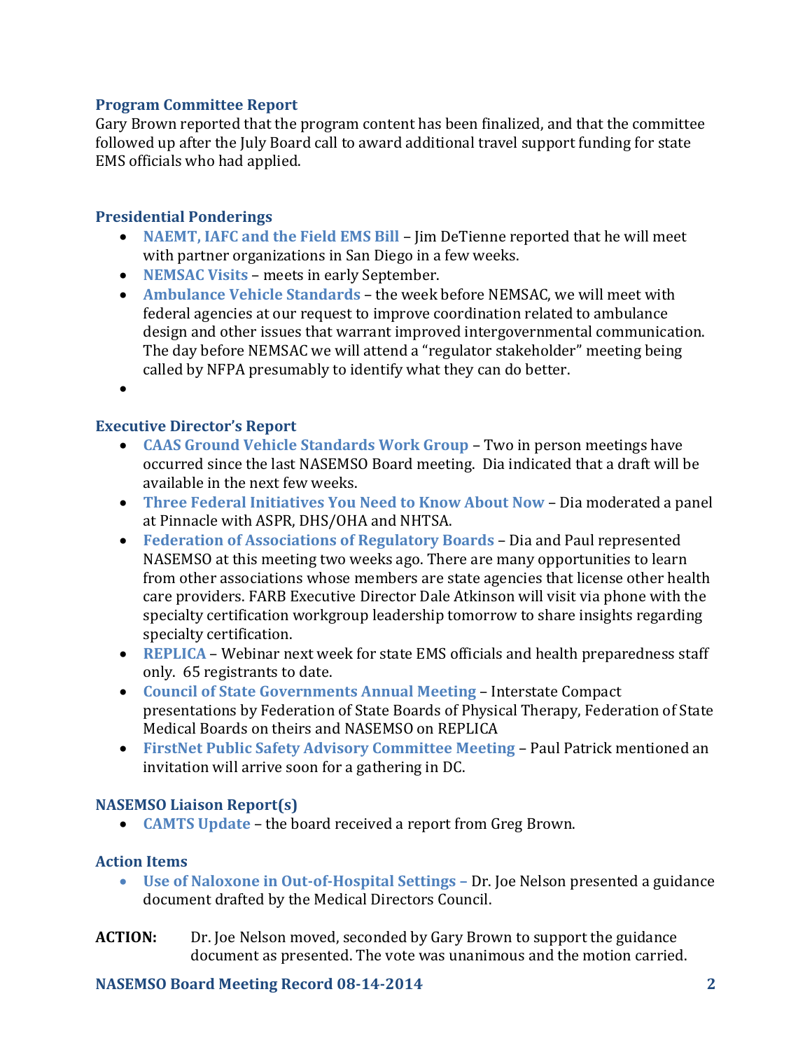### Program Committee Report

Gary Brown reported that the program content has been finalized, and that the committee followed up after the July Board call to award additional travel support funding for state EMS officials who had applied.

### Presidential Ponderings

- **NAEMT, IAFC and the Field EMS Bill** – Jim DeTienne reported that he will meet with partner organizations in San Diego in a few weeks.
- **NEMSAC Visits** – meets in early September.
- **Ambulance Vehicle Standards** – the week before NEMSAC, we will meet with federal agencies at our request to improve coordination related to ambulance design and other issues that warrant improved intergovernmental communication. The day before NEMSAC we will attend a "regulator stakeholder" meeting being called by NFPA presumably to identify what they can do better.
-

### Executive Director's Report

- **CAAS Ground Vehicle Standards Work Group** – Two in person meetings have occurred since the last NASEMSO Board meeting. Dia indicated that a draft will be available in the next few weeks.
- **Three Federal Initiatives You Need to Know About Now** – Dia moderated a panel at Pinnacle with ASPR, DHS/OHA and NHTSA.
- **Federation of Associations of Regulatory Boards** – Dia and Paul represented NASEMSO at this meeting two weeks ago. There are many opportunities to learn from other associations whose members are state agencies that license other health care providers. FARB Executive Director Dale Atkinson will visit via phone with the specialty certification workgroup leadership tomorrow to share insights regarding specialty certification.
- **REPLICA** – Webinar next week for state EMS officials and health preparedness staff only. 65 registrants to date.
- **Council of State Governments Annual Meeting** – Interstate Compact presentations by Federation of State Boards of Physical Therapy, Federation of State Medical Boards on theirs and NASEMSO on REPLICA
- **FirstNet Public Safety Advisory Committee Meeting** – Paul Patrick mentioned an invitation will arrive soon for a gathering in DC.

### NASEMSO Liaison Report(s)

- **CAMTS Update** – the board received a report from Greg Brown.

### Action Items

- **Use of Naloxone in Out-of-Hospital Settings** – Dr. Joe Nelson presented a guidance document drafted by the Medical Directors Council.

**ACTION:** Dr. Joe Nelson moved, seconded by Gary Brown to support the guidance document as presented. The vote was unanimous and the motion carried.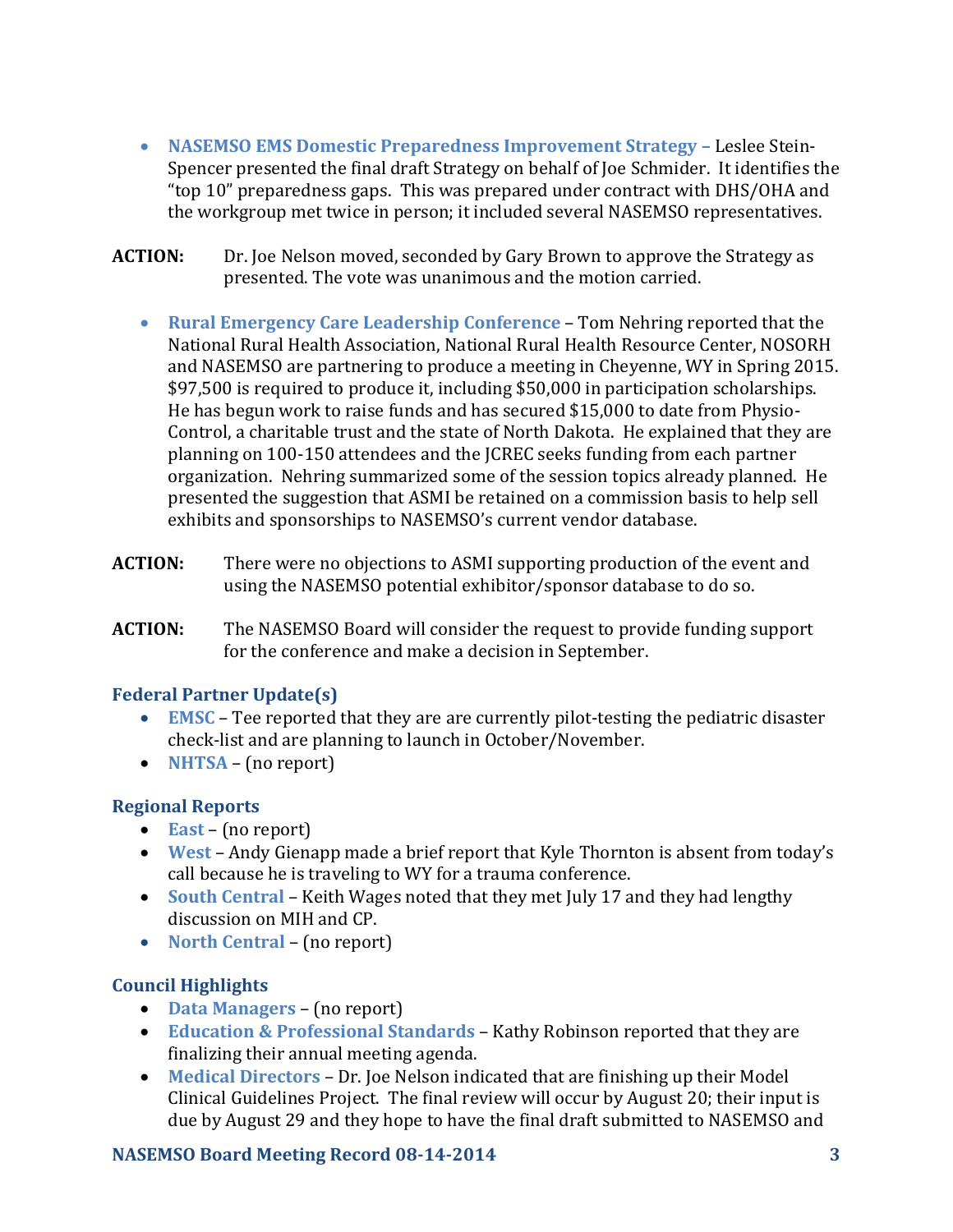- **NASEMSO EMS Domestic Preparedness Improvement Strategy –** Leslee Stein-Spencer presented the final draft Strategy on behalf of Joe Schmider. It identifies the "top 10" preparedness gaps. This was prepared under contract with DHS/OHA and the workgroup met twice in person; it included several NASEMSO representatives.

**ACTION:** Dr. Joe Nelson moved, seconded by Gary Brown to approve the Strategy as presented. The vote was unanimous and the motion carried.

- **Rural Emergency Care Leadership Conference** – Tom Nehring reported that the National Rural Health Association, National Rural Health Resource Center, NOSORH and NASEMSO are partnering to produce a meeting in Cheyenne, WY in Spring 2015. $97,500 is required to produce it, including $50,000 in participation scholarships. He has begun work to raise funds and has secured $15,000 to date from Physio-Control, a charitable trust and the state of North Dakota. He explained that they are planning on 100-150 attendees and the JCREC seeks funding from each partner organization. Nehring summarized some of the session topics already planned. He presented the suggestion that ASMI be retained on a commission basis to help sell exhibits and sponsorships to NASEMSO's current vendor database.

**ACTION:** There were no objections to ASMI supporting production of the event and using the NASEMSO potential exhibitor/sponsor database to do so.

**ACTION:** The NASEMSO Board will consider the request to provide funding support for the conference and make a decision in September.

### Federal Partner Update(s)

- **EMSC** – Tee reported that they are are currently pilot-testing the pediatric disaster check-list and are planning to launch in October/November.
- **NHTSA** – (no report)

### Regional Reports

- **East** – (no report)
- **West** – Andy Gienapp made a brief report that Kyle Thornton is absent from today's call because he is traveling to WY for a trauma conference.
- **South Central** – Keith Wages noted that they met July 17 and they had lengthy discussion on MIH and CP.
- **North Central** – (no report)

### Council Highlights

- **Data Managers** – (no report)
- **Education & Professional Standards** – Kathy Robinson reported that they are finalizing their annual meeting agenda.
- **Medical Directors** – Dr. Joe Nelson indicated that are finishing up their Model Clinical Guidelines Project. The final review will occur by August 20; their input is due by August 29 and they hope to have the final draft submitted to NASEMSO and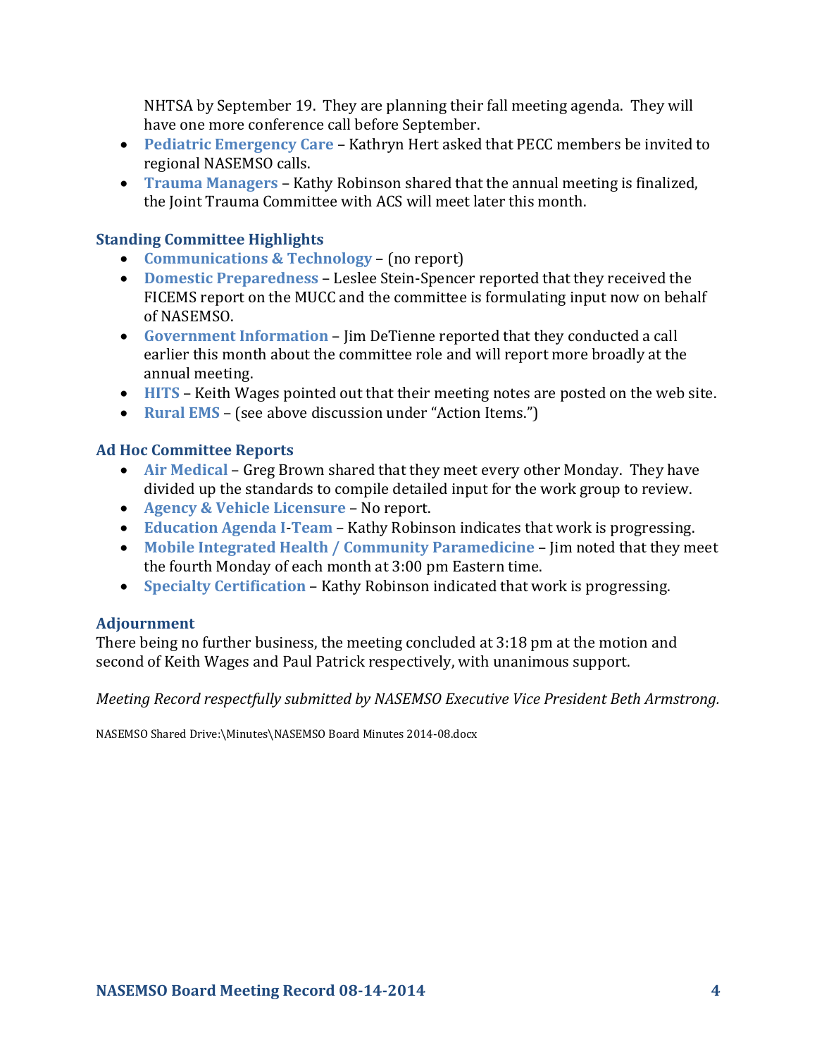NHTSA by September 19. They are planning their fall meeting agenda. They will have one more conference call before September.

- **Pediatric Emergency Care** – Kathryn Hert asked that PECC members be invited to regional NASEMSO calls.
- **Trauma Managers** – Kathy Robinson shared that the annual meeting is finalized, the Joint Trauma Committee with ACS will meet later this month.

### Standing Committee Highlights

- **Communications & Technology** – (no report)
- **Domestic Preparedness** – Leslee Stein-Spencer reported that they received the FICEMS report on the MUCC and the committee is formulating input now on behalf of NASEMSO.
- **Government Information** – Jim DeTienne reported that they conducted a call earlier this month about the committee role and will report more broadly at the annual meeting.
- **HITS** – Keith Wages pointed out that their meeting notes are posted on the web site.
- **Rural EMS** – (see above discussion under "Action Items.")

### Ad Hoc Committee Reports

- **Air Medical** – Greg Brown shared that they meet every other Monday. They have divided up the standards to compile detailed input for the work group to review.
- **Agency & Vehicle Licensure** – No report.
- **Education Agenda I-Team** – Kathy Robinson indicates that work is progressing.
- **Mobile Integrated Health / Community Paramedicine** – Jim noted that they meet the fourth Monday of each month at 3:00 pm Eastern time.
- **Specialty Certification** – Kathy Robinson indicated that work is progressing.

### Adjournment

There being no further business, the meeting concluded at 3:18 pm at the motion and second of Keith Wages and Paul Patrick respectively, with unanimous support.

*Meeting Record respectfully submitted by NASEMSO Executive Vice President Beth Armstrong.*

NASEMSO Shared Drive:\Minutes\NASEMSO Board Minutes 2014-08.docx